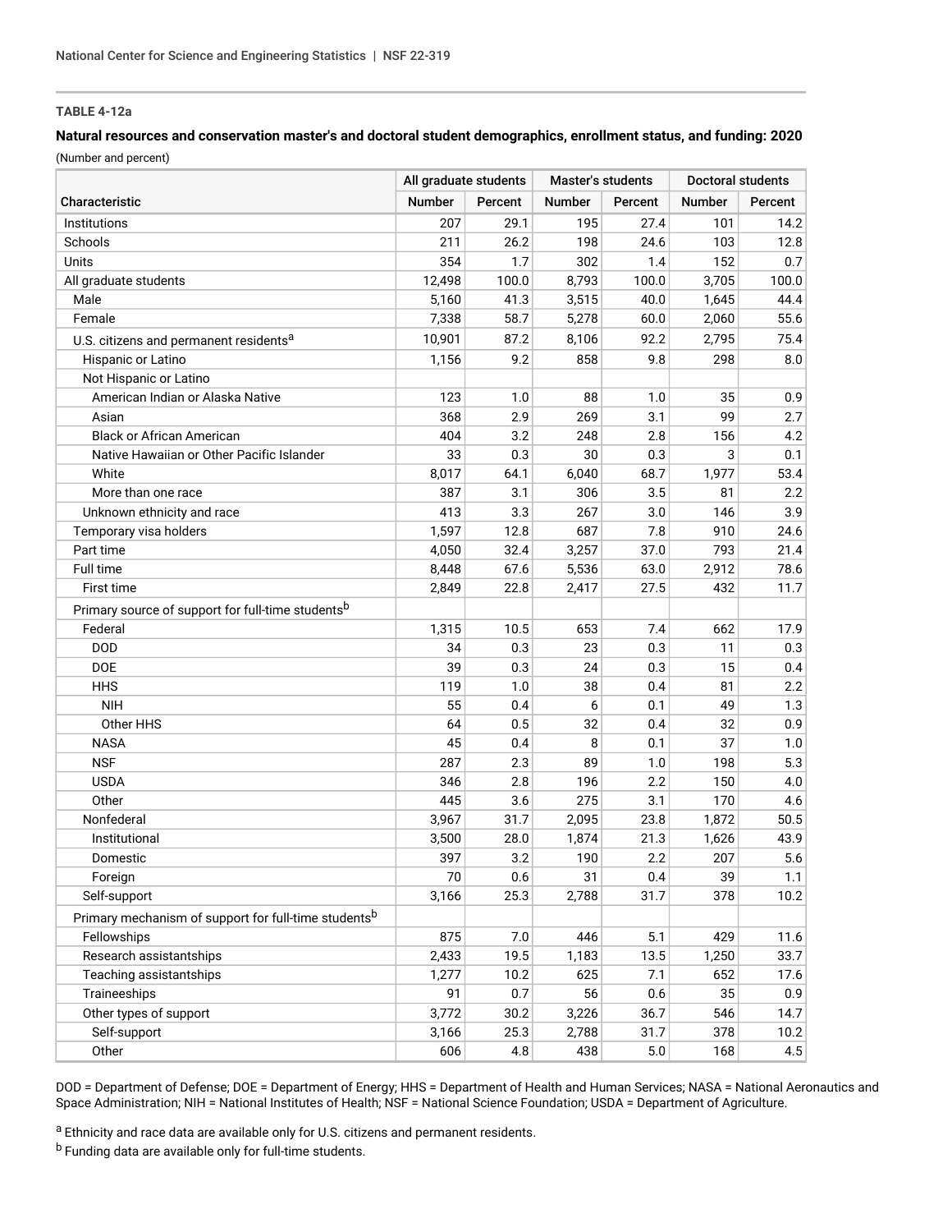**TABLE 4-12a**

**Natural resources and conservation master's and doctoral student demographics, enrollment status, and funding: 2020**

(Number and percent)

| Characteristic | All graduate students | | Master's students | | Doctoral students | |
|---|---|---|---|---|---|---|
| | Number | Percent | Number | Percent | Number | Percent |
| Institutions | 207 | 29.1 | 195 | 27.4 | 101 | 14.2 |
| Schools | 211 | 26.2 | 198 | 24.6 | 103 | 12.8 |
| Units | 354 | 1.7 | 302 | 1.4 | 152 | 0.7 |
| All graduate students | 12,498 | 100.0 | 8,793 | 100.0 | 3,705 | 100.0 |
| Male | 5,160 | 41.3 | 3,515 | 40.0 | 1,645 | 44.4 |
| Female | 7,338 | 58.7 | 5,278 | 60.0 | 2,060 | 55.6 |
| U.S. citizens and permanent residents[a] | 10,901 | 87.2 | 8,106 | 92.2 | 2,795 | 75.4 |
| Hispanic or Latino | 1,156 | 9.2 | 858 | 9.8 | 298 | 8.0 |
| Not Hispanic or Latino | | | | | | |
| American Indian or Alaska Native | 123 | 1.0 | 88 | 1.0 | 35 | 0.9 |
| Asian | 368 | 2.9 | 269 | 3.1 | 99 | 2.7 |
| Black or African American | 404 | 3.2 | 248 | 2.8 | 156 | 4.2 |
| Native Hawaiian or Other Pacific Islander | 33 | 0.3 | 30 | 0.3 | 3 | 0.1 |
| White | 8,017 | 64.1 | 6,040 | 68.7 | 1,977 | 53.4 |
| More than one race | 387 | 3.1 | 306 | 3.5 | 81 | 2.2 |
| Unknown ethnicity and race | 413 | 3.3 | 267 | 3.0 | 146 | 3.9 |
| Temporary visa holders | 1,597 | 12.8 | 687 | 7.8 | 910 | 24.6 |
| Part time | 4,050 | 32.4 | 3,257 | 37.0 | 793 | 21.4 |
| Full time | 8,448 | 67.6 | 5,536 | 63.0 | 2,912 | 78.6 |
| First time | 2,849 | 22.8 | 2,417 | 27.5 | 432 | 11.7 |
| Primary source of support for full-time students[b] | | | | | | |
| Federal | 1,315 | 10.5 | 653 | 7.4 | 662 | 17.9 |
| DOD | 34 | 0.3 | 23 | 0.3 | 11 | 0.3 |
| DOE | 39 | 0.3 | 24 | 0.3 | 15 | 0.4 |
| HHS | 119 | 1.0 | 38 | 0.4 | 81 | 2.2 |
| NIH | 55 | 0.4 | 6 | 0.1 | 49 | 1.3 |
| Other HHS | 64 | 0.5 | 32 | 0.4 | 32 | 0.9 |
| NASA | 45 | 0.4 | 8 | 0.1 | 37 | 1.0 |
| NSF | 287 | 2.3 | 89 | 1.0 | 198 | 5.3 |
| USDA | 346 | 2.8 | 196 | 2.2 | 150 | 4.0 |
| Other | 445 | 3.6 | 275 | 3.1 | 170 | 4.6 |
| Nonfederal | 3,967 | 31.7 | 2,095 | 23.8 | 1,872 | 50.5 |
| Institutional | 3,500 | 28.0 | 1,874 | 21.3 | 1,626 | 43.9 |
| Domestic | 397 | 3.2 | 190 | 2.2 | 207 | 5.6 |
| Foreign | 70 | 0.6 | 31 | 0.4 | 39 | 1.1 |
| Self-support | 3,166 | 25.3 | 2,788 | 31.7 | 378 | 10.2 |
| Primary mechanism of support for full-time students[b] | | | | | | |
| Fellowships | 875 | 7.0 | 446 | 5.1 | 429 | 11.6 |
| Research assistantships | 2,433 | 19.5 | 1,183 | 13.5 | 1,250 | 33.7 |
| Teaching assistantships | 1,277 | 10.2 | 625 | 7.1 | 652 | 17.6 |
| Traineeships | 91 | 0.7 | 56 | 0.6 | 35 | 0.9 |
| Other types of support | 3,772 | 30.2 | 3,226 | 36.7 | 546 | 14.7 |
| Self-support | 3,166 | 25.3 | 2,788 | 31.7 | 378 | 10.2 |
| Other | 606 | 4.8 | 438 | 5.0 | 168 | 4.5 |

DOD = Department of Defense; DOE = Department of Energy; HHS = Department of Health and Human Services; NASA = National Aeronautics and Space Administration; NIH = National Institutes of Health; NSF = National Science Foundation; USDA = Department of Agriculture.

[a] Ethnicity and race data are available only for U.S. citizens and permanent residents.

[b] Funding data are available only for full-time students.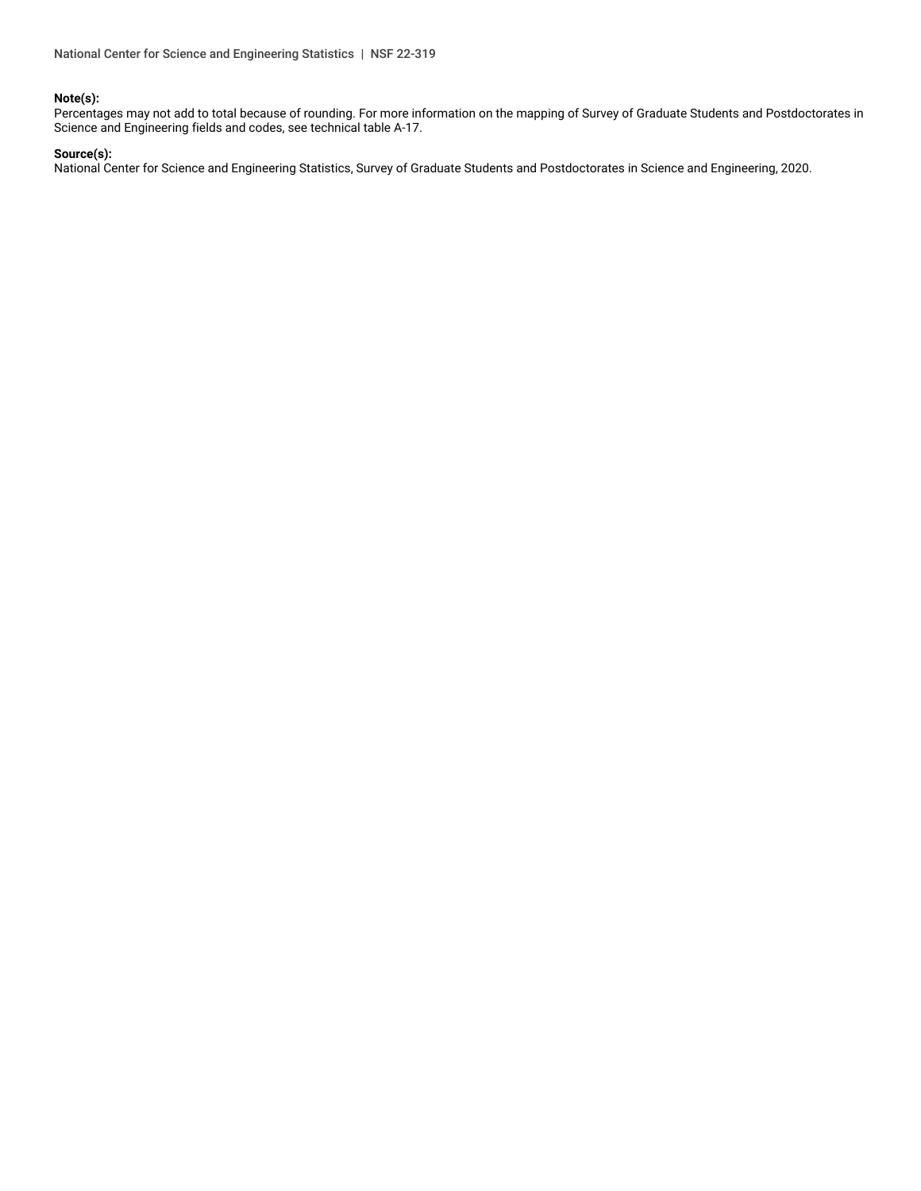**Note(s):**

Percentages may not add to total because of rounding. For more information on the mapping of Survey of Graduate Students and Postdoctorates in Science and Engineering fields and codes, see technical table A-17.

**Source(s):**

National Center for Science and Engineering Statistics, Survey of Graduate Students and Postdoctorates in Science and Engineering, 2020.